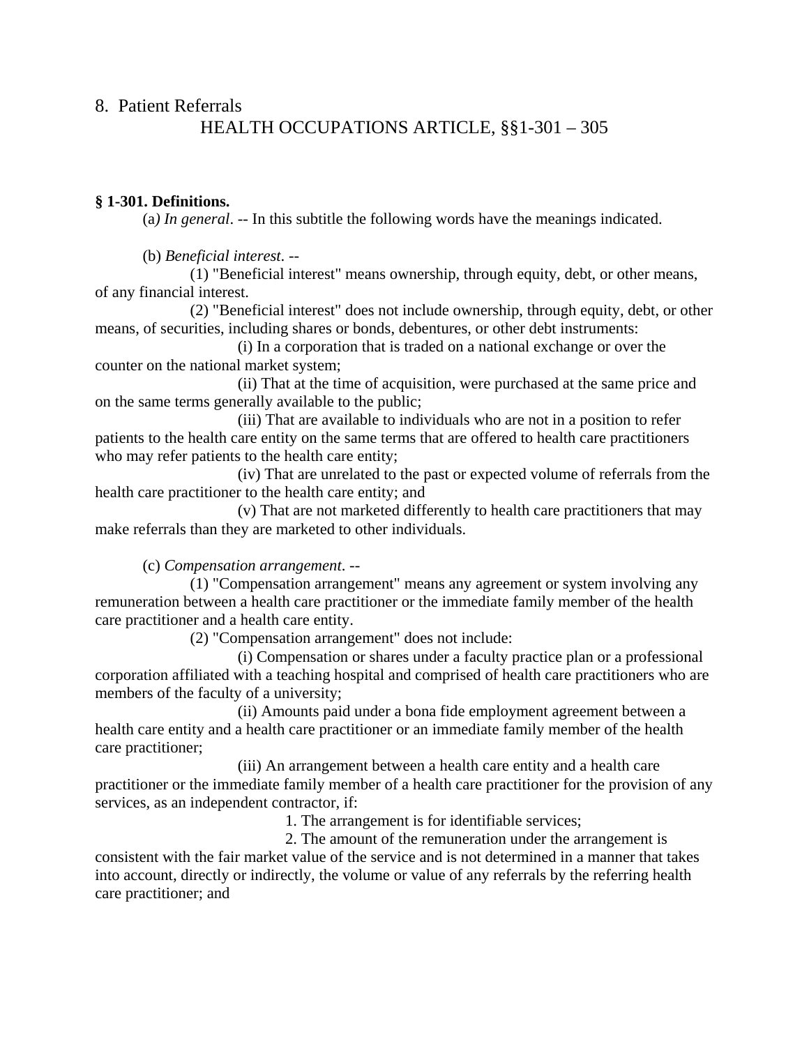# 8. Patient Referrals

## HEALTH OCCUPATIONS ARTICLE, §§1-301 – 305

**§ 1-301. Definitions.**

(a) *In general*. -- In this subtitle the following words have the meanings indicated.

(b) *Beneficial interest*. --

(1) "Beneficial interest" means ownership, through equity, debt, or other means, of any financial interest.

(2) "Beneficial interest" does not include ownership, through equity, debt, or other means, of securities, including shares or bonds, debentures, or other debt instruments:

(i) In a corporation that is traded on a national exchange or over the counter on the national market system;

(ii) That at the time of acquisition, were purchased at the same price and on the same terms generally available to the public;

(iii) That are available to individuals who are not in a position to refer patients to the health care entity on the same terms that are offered to health care practitioners who may refer patients to the health care entity;

(iv) That are unrelated to the past or expected volume of referrals from the health care practitioner to the health care entity; and

(v) That are not marketed differently to health care practitioners that may make referrals than they are marketed to other individuals.

(c) *Compensation arrangement*. --

(1) "Compensation arrangement" means any agreement or system involving any remuneration between a health care practitioner or the immediate family member of the health care practitioner and a health care entity.

(2) "Compensation arrangement" does not include:

(i) Compensation or shares under a faculty practice plan or a professional corporation affiliated with a teaching hospital and comprised of health care practitioners who are members of the faculty of a university;

(ii) Amounts paid under a bona fide employment agreement between a health care entity and a health care practitioner or an immediate family member of the health care practitioner;

(iii) An arrangement between a health care entity and a health care practitioner or the immediate family member of a health care practitioner for the provision of any services, as an independent contractor, if:

1. The arrangement is for identifiable services;

2. The amount of the remuneration under the arrangement is consistent with the fair market value of the service and is not determined in a manner that takes into account, directly or indirectly, the volume or value of any referrals by the referring health care practitioner; and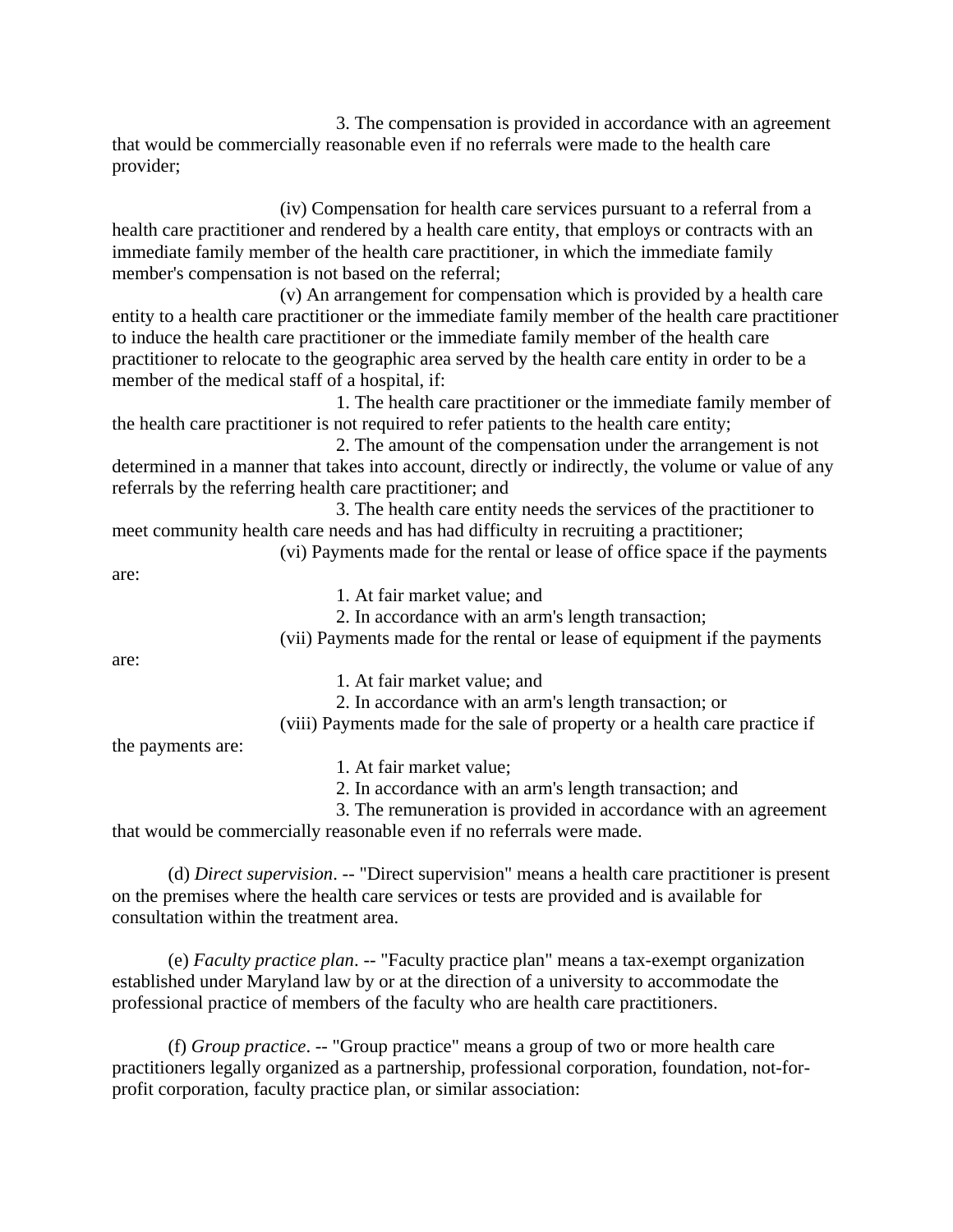3. The compensation is provided in accordance with an agreement that would be commercially reasonable even if no referrals were made to the health care provider;

(iv) Compensation for health care services pursuant to a referral from a health care practitioner and rendered by a health care entity, that employs or contracts with an immediate family member of the health care practitioner, in which the immediate family member's compensation is not based on the referral;

(v) An arrangement for compensation which is provided by a health care entity to a health care practitioner or the immediate family member of the health care practitioner to induce the health care practitioner or the immediate family member of the health care practitioner to relocate to the geographic area served by the health care entity in order to be a member of the medical staff of a hospital, if:

1. The health care practitioner or the immediate family member of the health care practitioner is not required to refer patients to the health care entity;

2. The amount of the compensation under the arrangement is not determined in a manner that takes into account, directly or indirectly, the volume or value of any referrals by the referring health care practitioner; and

3. The health care entity needs the services of the practitioner to meet community health care needs and has had difficulty in recruiting a practitioner;

(vi) Payments made for the rental or lease of office space if the payments are:

1. At fair market value; and

2. In accordance with an arm's length transaction;

(vii) Payments made for the rental or lease of equipment if the payments are:

1. At fair market value; and

2. In accordance with an arm's length transaction; or

(viii) Payments made for the sale of property or a health care practice if the payments are:

1. At fair market value;

2. In accordance with an arm's length transaction; and

3. The remuneration is provided in accordance with an agreement that would be commercially reasonable even if no referrals were made.

(d) *Direct supervision*. -- "Direct supervision" means a health care practitioner is present on the premises where the health care services or tests are provided and is available for consultation within the treatment area.

(e) *Faculty practice plan*. -- "Faculty practice plan" means a tax-exempt organization established under Maryland law by or at the direction of a university to accommodate the professional practice of members of the faculty who are health care practitioners.

(f) *Group practice*. -- "Group practice" means a group of two or more health care practitioners legally organized as a partnership, professional corporation, foundation, not-for-profit corporation, faculty practice plan, or similar association: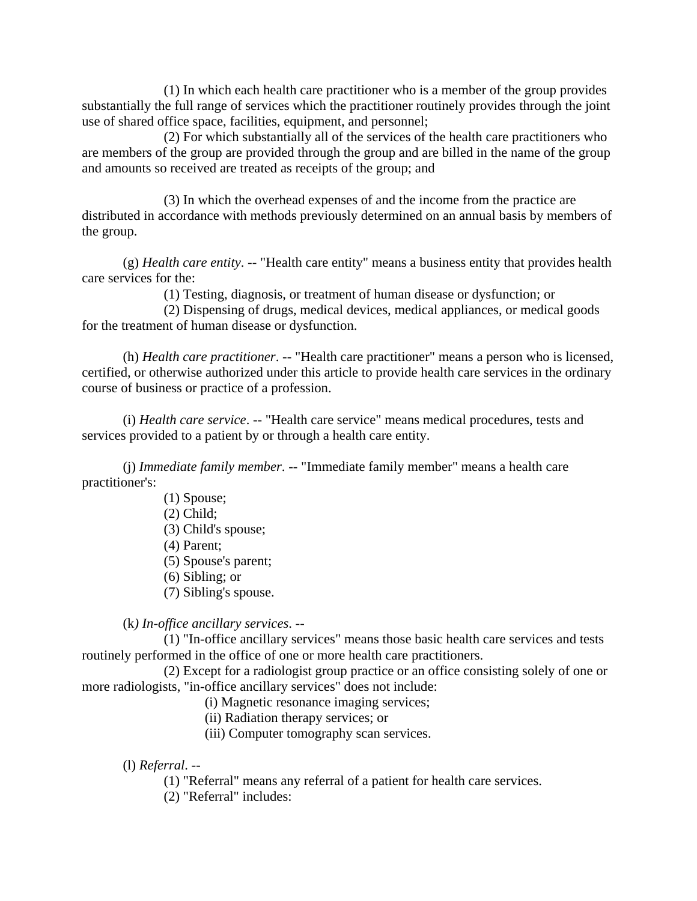(1) In which each health care practitioner who is a member of the group provides substantially the full range of services which the practitioner routinely provides through the joint use of shared office space, facilities, equipment, and personnel;

(2) For which substantially all of the services of the health care practitioners who are members of the group are provided through the group and are billed in the name of the group and amounts so received are treated as receipts of the group; and

(3) In which the overhead expenses of and the income from the practice are distributed in accordance with methods previously determined on an annual basis by members of the group.

(g) *Health care entity*. -- "Health care entity" means a business entity that provides health care services for the:

(1) Testing, diagnosis, or treatment of human disease or dysfunction; or

(2) Dispensing of drugs, medical devices, medical appliances, or medical goods for the treatment of human disease or dysfunction.

(h) *Health care practitioner*. -- "Health care practitioner" means a person who is licensed, certified, or otherwise authorized under this article to provide health care services in the ordinary course of business or practice of a profession.

(i) *Health care service*. -- "Health care service" means medical procedures, tests and services provided to a patient by or through a health care entity.

(j) *Immediate family member*. -- "Immediate family member" means a health care practitioner's:

(1) Spouse;
(2) Child;
(3) Child's spouse;
(4) Parent;
(5) Spouse's parent;
(6) Sibling; or
(7) Sibling's spouse.

(k) *In-office ancillary services*. --

(1) "In-office ancillary services" means those basic health care services and tests routinely performed in the office of one or more health care practitioners.

(2) Except for a radiologist group practice or an office consisting solely of one or more radiologists, "in-office ancillary services" does not include:

(i) Magnetic resonance imaging services;
(ii) Radiation therapy services; or
(iii) Computer tomography scan services.

(l) *Referral*. --

(1) "Referral" means any referral of a patient for health care services.

(2) "Referral" includes: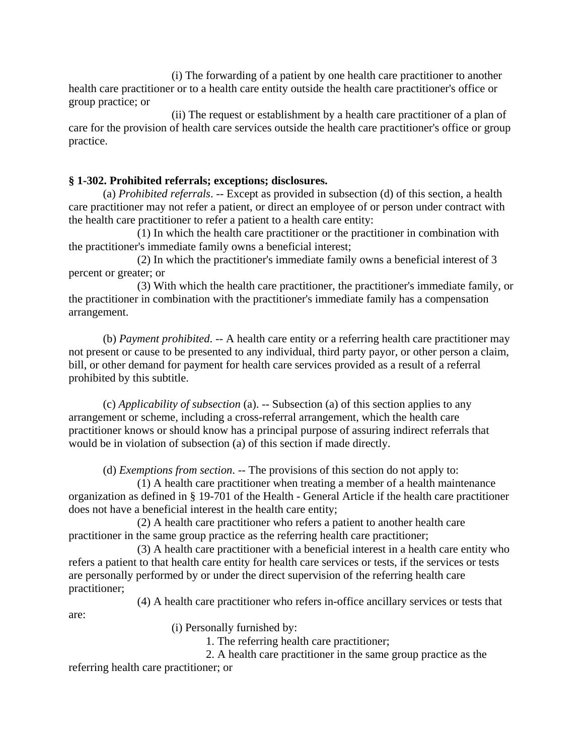(i) The forwarding of a patient by one health care practitioner to another health care practitioner or to a health care entity outside the health care practitioner's office or group practice; or

(ii) The request or establishment by a health care practitioner of a plan of care for the provision of health care services outside the health care practitioner's office or group practice.

**§ 1-302. Prohibited referrals; exceptions; disclosures.**

(a) *Prohibited referrals*. -- Except as provided in subsection (d) of this section, a health care practitioner may not refer a patient, or direct an employee of or person under contract with the health care practitioner to refer a patient to a health care entity:

(1) In which the health care practitioner or the practitioner in combination with the practitioner's immediate family owns a beneficial interest;

(2) In which the practitioner's immediate family owns a beneficial interest of 3 percent or greater; or

(3) With which the health care practitioner, the practitioner's immediate family, or the practitioner in combination with the practitioner's immediate family has a compensation arrangement.

(b) *Payment prohibited*. -- A health care entity or a referring health care practitioner may not present or cause to be presented to any individual, third party payor, or other person a claim, bill, or other demand for payment for health care services provided as a result of a referral prohibited by this subtitle.

(c) *Applicability of subsection* (a). -- Subsection (a) of this section applies to any arrangement or scheme, including a cross-referral arrangement, which the health care practitioner knows or should know has a principal purpose of assuring indirect referrals that would be in violation of subsection (a) of this section if made directly.

(d) *Exemptions from section*. -- The provisions of this section do not apply to:

(1) A health care practitioner when treating a member of a health maintenance organization as defined in § 19-701 of the Health - General Article if the health care practitioner does not have a beneficial interest in the health care entity;

(2) A health care practitioner who refers a patient to another health care practitioner in the same group practice as the referring health care practitioner;

(3) A health care practitioner with a beneficial interest in a health care entity who refers a patient to that health care entity for health care services or tests, if the services or tests are personally performed by or under the direct supervision of the referring health care practitioner;

(4) A health care practitioner who refers in-office ancillary services or tests that are:

(i) Personally furnished by:

1. The referring health care practitioner;

2. A health care practitioner in the same group practice as the referring health care practitioner; or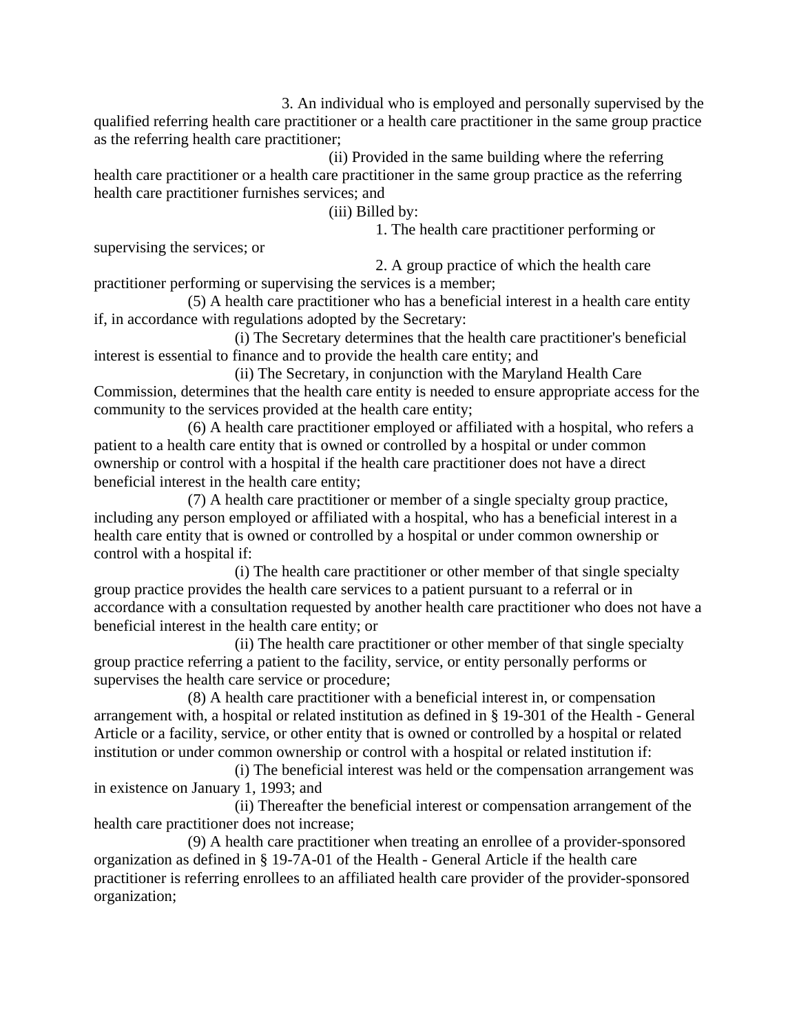3. An individual who is employed and personally supervised by the qualified referring health care practitioner or a health care practitioner in the same group practice as the referring health care practitioner;

(ii) Provided in the same building where the referring health care practitioner or a health care practitioner in the same group practice as the referring health care practitioner furnishes services; and

(iii) Billed by:

1. The health care practitioner performing or supervising the services; or

2. A group practice of which the health care practitioner performing or supervising the services is a member;

(5) A health care practitioner who has a beneficial interest in a health care entity if, in accordance with regulations adopted by the Secretary:

(i) The Secretary determines that the health care practitioner's beneficial interest is essential to finance and to provide the health care entity; and

(ii) The Secretary, in conjunction with the Maryland Health Care Commission, determines that the health care entity is needed to ensure appropriate access for the community to the services provided at the health care entity;

(6) A health care practitioner employed or affiliated with a hospital, who refers a patient to a health care entity that is owned or controlled by a hospital or under common ownership or control with a hospital if the health care practitioner does not have a direct beneficial interest in the health care entity;

(7) A health care practitioner or member of a single specialty group practice, including any person employed or affiliated with a hospital, who has a beneficial interest in a health care entity that is owned or controlled by a hospital or under common ownership or control with a hospital if:

(i) The health care practitioner or other member of that single specialty group practice provides the health care services to a patient pursuant to a referral or in accordance with a consultation requested by another health care practitioner who does not have a beneficial interest in the health care entity; or

(ii) The health care practitioner or other member of that single specialty group practice referring a patient to the facility, service, or entity personally performs or supervises the health care service or procedure;

(8) A health care practitioner with a beneficial interest in, or compensation arrangement with, a hospital or related institution as defined in § 19-301 of the Health - General Article or a facility, service, or other entity that is owned or controlled by a hospital or related institution or under common ownership or control with a hospital or related institution if:

(i) The beneficial interest was held or the compensation arrangement was in existence on January 1, 1993; and

(ii) Thereafter the beneficial interest or compensation arrangement of the health care practitioner does not increase;

(9) A health care practitioner when treating an enrollee of a provider-sponsored organization as defined in § 19-7A-01 of the Health - General Article if the health care practitioner is referring enrollees to an affiliated health care provider of the provider-sponsored organization;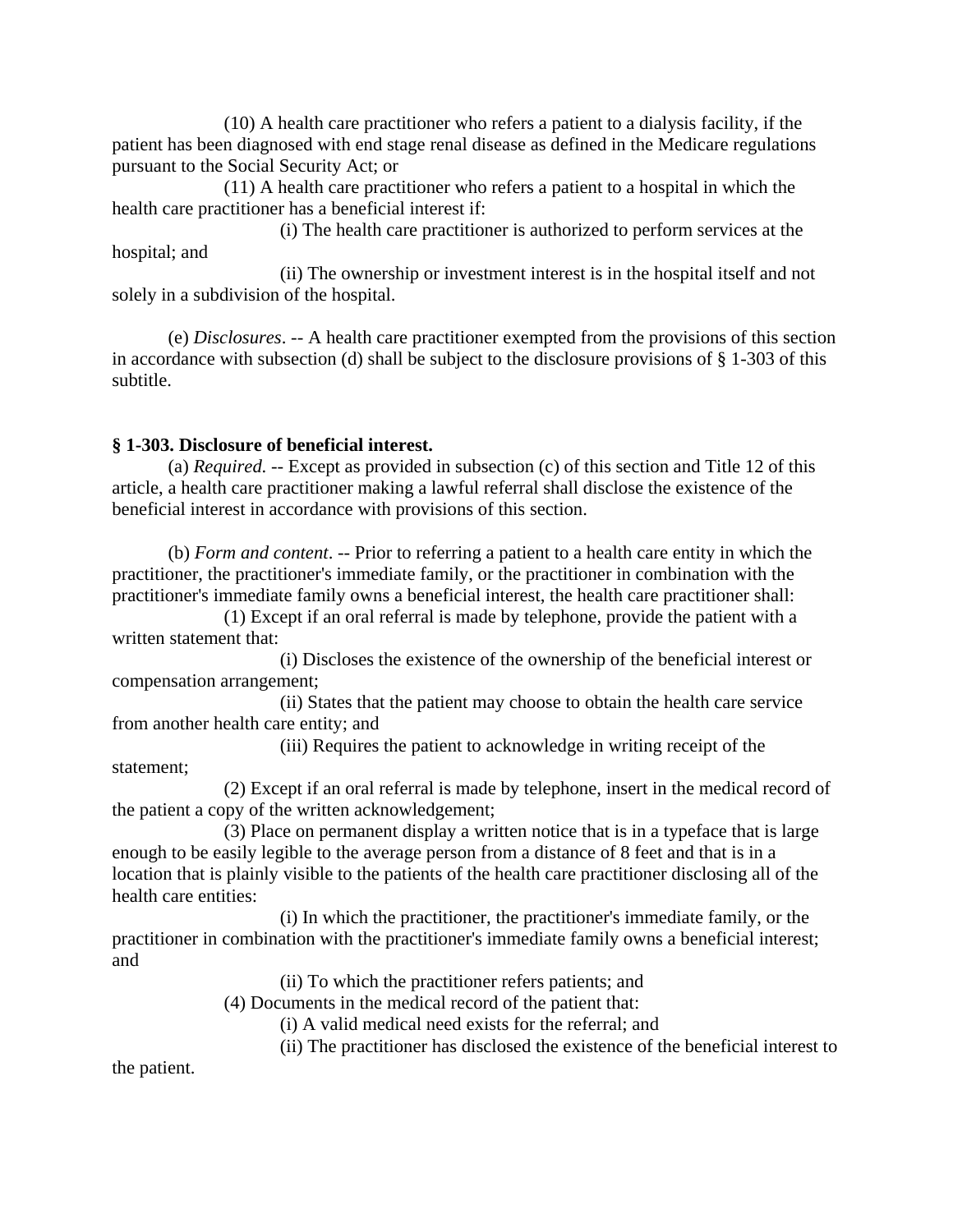(10) A health care practitioner who refers a patient to a dialysis facility, if the patient has been diagnosed with end stage renal disease as defined in the Medicare regulations pursuant to the Social Security Act; or

(11) A health care practitioner who refers a patient to a hospital in which the health care practitioner has a beneficial interest if:

(i) The health care practitioner is authorized to perform services at the hospital; and

(ii) The ownership or investment interest is in the hospital itself and not solely in a subdivision of the hospital.

(e) *Disclosures*. -- A health care practitioner exempted from the provisions of this section in accordance with subsection (d) shall be subject to the disclosure provisions of § 1-303 of this subtitle.

**§ 1-303. Disclosure of beneficial interest.**

(a) *Required*. -- Except as provided in subsection (c) of this section and Title 12 of this article, a health care practitioner making a lawful referral shall disclose the existence of the beneficial interest in accordance with provisions of this section.

(b) *Form and content*. -- Prior to referring a patient to a health care entity in which the practitioner, the practitioner's immediate family, or the practitioner in combination with the practitioner's immediate family owns a beneficial interest, the health care practitioner shall:

(1) Except if an oral referral is made by telephone, provide the patient with a written statement that:

(i) Discloses the existence of the ownership of the beneficial interest or compensation arrangement;

(ii) States that the patient may choose to obtain the health care service from another health care entity; and

(iii) Requires the patient to acknowledge in writing receipt of the statement;

(2) Except if an oral referral is made by telephone, insert in the medical record of the patient a copy of the written acknowledgement;

(3) Place on permanent display a written notice that is in a typeface that is large enough to be easily legible to the average person from a distance of 8 feet and that is in a location that is plainly visible to the patients of the health care practitioner disclosing all of the health care entities:

(i) In which the practitioner, the practitioner's immediate family, or the practitioner in combination with the practitioner's immediate family owns a beneficial interest; and

(ii) To which the practitioner refers patients; and

(4) Documents in the medical record of the patient that:

(i) A valid medical need exists for the referral; and

(ii) The practitioner has disclosed the existence of the beneficial interest to the patient.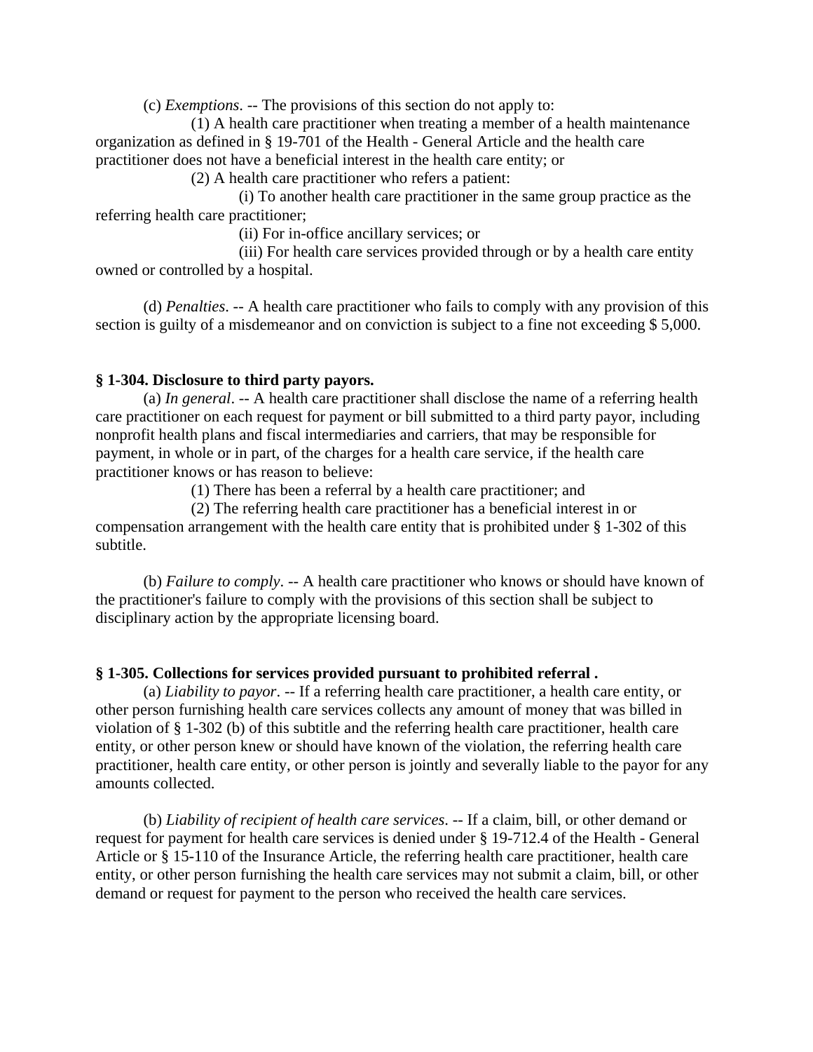(c) *Exemptions*. -- The provisions of this section do not apply to:

(1) A health care practitioner when treating a member of a health maintenance organization as defined in § 19-701 of the Health - General Article and the health care practitioner does not have a beneficial interest in the health care entity; or

(2) A health care practitioner who refers a patient:

(i) To another health care practitioner in the same group practice as the referring health care practitioner;

(ii) For in-office ancillary services; or

(iii) For health care services provided through or by a health care entity owned or controlled by a hospital.

(d) *Penalties*. -- A health care practitioner who fails to comply with any provision of this section is guilty of a misdemeanor and on conviction is subject to a fine not exceeding $ 5,000.

**§ 1-304. Disclosure to third party payors.**

(a) *In general*. -- A health care practitioner shall disclose the name of a referring health care practitioner on each request for payment or bill submitted to a third party payor, including nonprofit health plans and fiscal intermediaries and carriers, that may be responsible for payment, in whole or in part, of the charges for a health care service, if the health care practitioner knows or has reason to believe:

(1) There has been a referral by a health care practitioner; and

(2) The referring health care practitioner has a beneficial interest in or compensation arrangement with the health care entity that is prohibited under § 1-302 of this subtitle.

(b) *Failure to comply*. -- A health care practitioner who knows or should have known of the practitioner's failure to comply with the provisions of this section shall be subject to disciplinary action by the appropriate licensing board.

**§ 1-305. Collections for services provided pursuant to prohibited referral .**

(a) *Liability to payor*. -- If a referring health care practitioner, a health care entity, or other person furnishing health care services collects any amount of money that was billed in violation of § 1-302 (b) of this subtitle and the referring health care practitioner, health care entity, or other person knew or should have known of the violation, the referring health care practitioner, health care entity, or other person is jointly and severally liable to the payor for any amounts collected.

(b) *Liability of recipient of health care services*. -- If a claim, bill, or other demand or request for payment for health care services is denied under § 19-712.4 of the Health - General Article or § 15-110 of the Insurance Article, the referring health care practitioner, health care entity, or other person furnishing the health care services may not submit a claim, bill, or other demand or request for payment to the person who received the health care services.